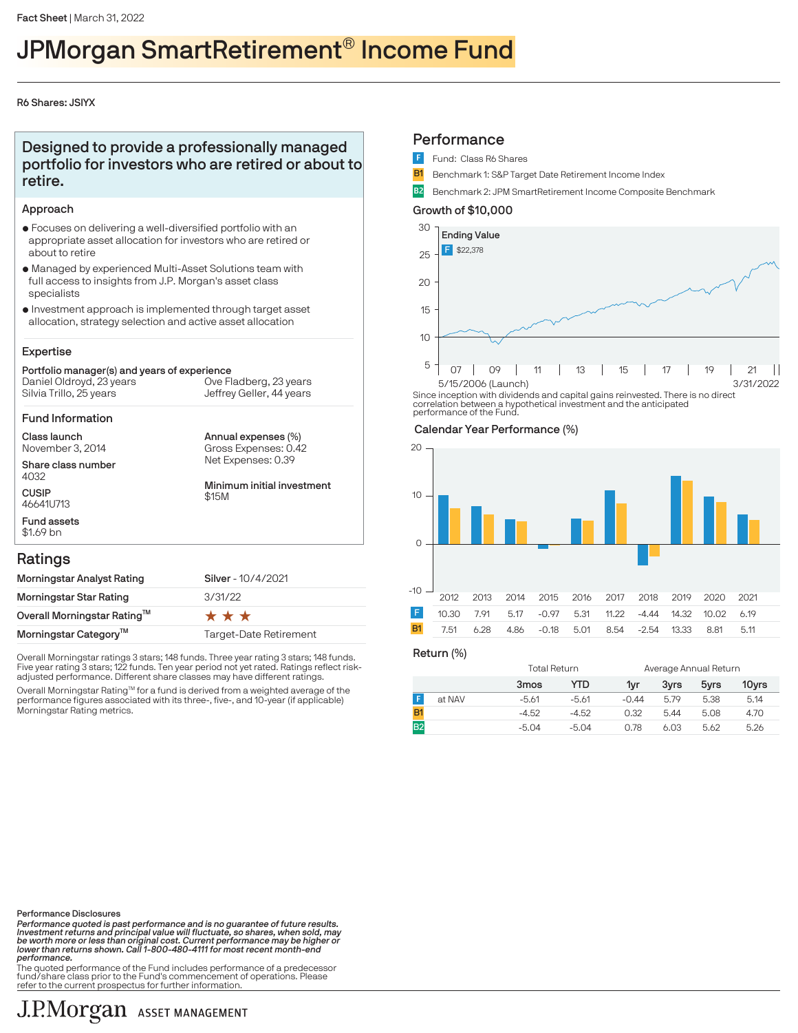Fact Sheet | March 31, 2022

# JPMorgan SmartRetirement® Income Fund

R6 Shares: JSIYX

## Designed to provide a professionally managed portfolio for investors who are retired or about to retire.

### Approach

- Focuses on delivering a well-diversified portfolio with an appropriate asset allocation for investors who are retired or about to retire
- Managed by experienced Multi-Asset Solutions team with full access to insights from J.P. Morgan's asset class specialists
- Investment approach is implemented through target asset allocation, strategy selection and active asset allocation

### Expertise

**Portfolio manager(s) and years of experience**

Daniel Oldroyd, 23 years
Silvia Trillo, 25 years
Ove Fladberg, 23 years
Jeffrey Geller, 44 years

### Fund Information

**Class launch**
November 3, 2014

**Share class number**
4032

**CUSIP**
46641U713

**Fund assets**
$1.69 bn

**Annual expenses (%)**
Gross Expenses: 0.42
Net Expenses: 0.39

**Minimum initial investment**
$15M

## Ratings

| | |
|---|---|
| Morningstar Analyst Rating | Silver - 10/4/2021 |
| Morningstar Star Rating | 3/31/22 |
| Overall Morningstar Rating™ | ★★★ |
| Morningstar Category™ | Target-Date Retirement |

Overall Morningstar ratings 3 stars; 148 funds. Three year rating 3 stars; 148 funds. Five year rating 3 stars; 122 funds. Ten year period not yet rated. Ratings reflect risk-adjusted performance. Different share classes may have different ratings.

Overall Morningstar Rating™ for a fund is derived from a weighted average of the performance figures associated with its three-, five-, and 10-year (if applicable) Morningstar Rating metrics.

## Performance

- **F** Fund: Class R6 Shares
- **B1** Benchmark 1: S&P Target Date Retirement Income Index
- **B2** Benchmark 2: JPM SmartRetirement Income Composite Benchmark

### Growth of $10,000

Ending Value
F $22,378

5/15/2006 (Launch) – 3/31/2022

Since inception with dividends and capital gains reinvested. There is no direct correlation between a hypothetical investment and the anticipated performance of the Fund.

### Calendar Year Performance (%)

| | 2012 | 2013 | 2014 | 2015 | 2016 | 2017 | 2018 | 2019 | 2020 | 2021 |
|---|---|---|---|---|---|---|---|---|---|---|
| F | 10.30 | 7.91 | 5.17 | -0.97 | 5.31 | 11.22 | -4.44 | 14.32 | 10.02 | 6.19 |
| B1 | 7.51 | 6.28 | 4.86 | -0.18 | 5.01 | 8.54 | -2.54 | 13.33 | 8.81 | 5.11 |

### Return (%)

| | | Total Return | | Average Annual Return | | | |
|---|---|---|---|---|---|---|---|
| | | 3mos | YTD | 1yr | 3yrs | 5yrs | 10yrs |
| F | at NAV | -5.61 | -5.61 | -0.44 | 5.79 | 5.38 | 5.14 |
| B1 | | -4.52 | -4.52 | 0.32 | 5.44 | 5.08 | 4.70 |
| B2 | | -5.04 | -5.04 | 0.78 | 6.03 | 5.62 | 5.26 |

**Performance Disclosures**

***Performance quoted is past performance and is no guarantee of future results. Investment returns and principal value will fluctuate, so shares, when sold, may be worth more or less than original cost. Current performance may be higher or lower than returns shown. Call 1-800-480-4111 for most recent month-end performance.***

The quoted performance of the Fund includes performance of a predecessor fund/share class prior to the Fund's commencement of operations. Please refer to the current prospectus for further information.

J.P.Morgan ASSET MANAGEMENT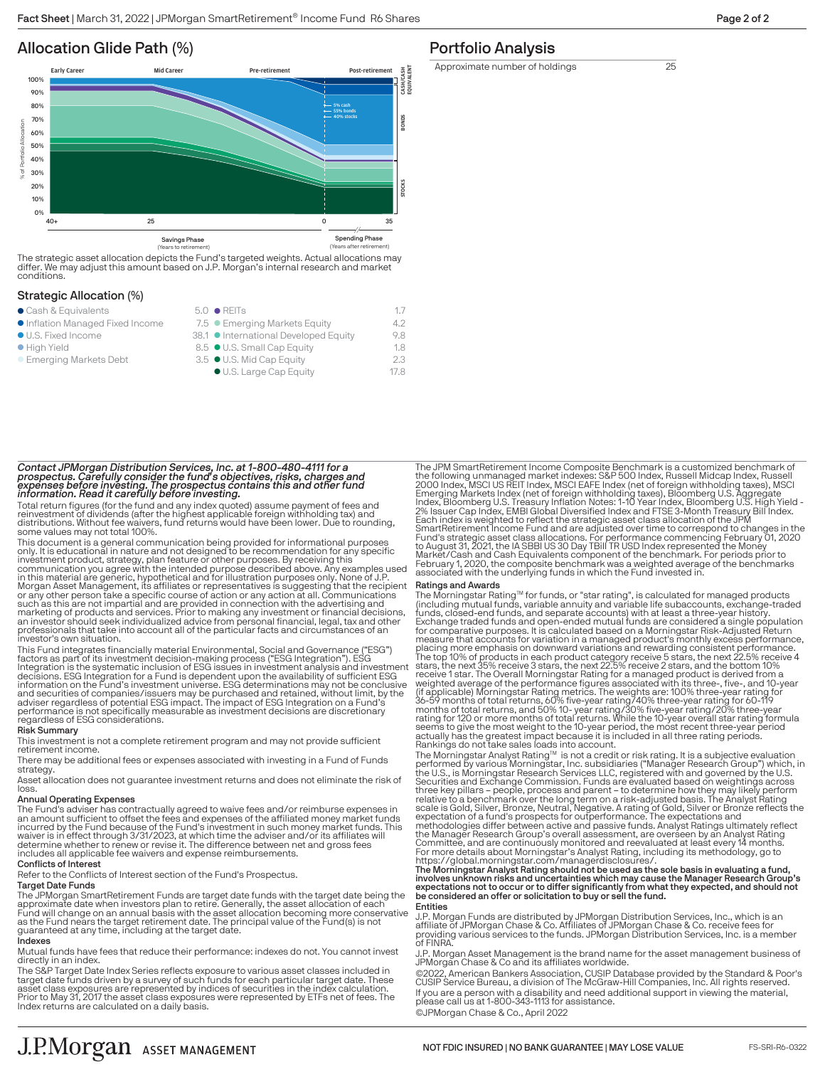## Allocation Glide Path (%)

Early Career
Mid Career
Pre-retirement
Post-retirement

100%
90%
80%
70%
60%
50%
40%
30%
20%
10%
0%

% of Portfolio Allocation

5% cash
55% bonds
40% stocks

CASH/CASH EQUIVALENT
BONDS
STOCKS

40+
25
0
35

Savings Phase
(Years to retirement)

Spending Phase
(Years after retirement)

The strategic asset allocation depicts the Fund's targeted weights. Actual allocations may differ. We may adjust this amount based on J.P. Morgan's internal research and market conditions.

## Strategic Allocation (%)

| | | | |
|---|---|---|---|
| Cash & Equivalents | 5.0 | REITs | 1.7 |
| Inflation Managed Fixed Income | 7.5 | Emerging Markets Equity | 4.2 |
| U.S. Fixed Income | 38.1 | International Developed Equity | 9.8 |
| High Yield | 8.5 | U.S. Small Cap Equity | 1.8 |
| Emerging Markets Debt | 3.5 | U.S. Mid Cap Equity | 2.3 |
| | | U.S. Large Cap Equity | 17.8 |

## Portfolio Analysis

| | |
|---|---|
| Approximate number of holdings | 25 |

***Contact JPMorgan Distribution Services, Inc. at 1-800-480-4111 for a prospectus. Carefully consider the fund's objectives, risks, charges and expenses before investing. The prospectus contains this and other fund information. Read it carefully before investing.***

Total return figures (for the fund and any index quoted) assume payment of fees and reinvestment of dividends (after the highest applicable foreign withholding tax) and distributions. Without fee waivers, fund returns would have been lower. Due to rounding, some values may not total 100%.

This document is a general communication being provided for informational purposes only. It is educational in nature and not designed to be recommendation for any specific investment product, strategy, plan feature or other purposes. By receiving this communication you agree with the intended purpose described above. Any examples used in this material are generic, hypothetical and for illustration purposes only. None of J.P. Morgan Asset Management, its affiliates or representatives is suggesting that the recipient or any other person take a specific course of action or any action at all. Communications such as this are not impartial and are provided in connection with the advertising and marketing of products and services. Prior to making any investment or financial decisions, an investor should seek individualized advice from personal financial, legal, tax and other professionals that take into account all of the particular facts and circumstances of an investor's own situation.

This Fund integrates financially material Environmental, Social and Governance ("ESG") factors as part of its investment decision-making process ("ESG Integration"). ESG Integration is the systematic inclusion of ESG issues in investment analysis and investment decisions. ESG Integration for a Fund is dependent upon the availability of sufficient ESG information on the Fund's investment universe. ESG determinations may not be conclusive and securities of companies/issuers may be purchased and retained, without limit, by the adviser regardless of potential ESG impact. The impact of ESG Integration on a Fund's performance is not specifically measurable as investment decisions are discretionary regardless of ESG considerations.

### Risk Summary

This investment is not a complete retirement program and may not provide sufficient retirement income.

There may be additional fees or expenses associated with investing in a Fund of Funds strategy.

Asset allocation does not guarantee investment returns and does not eliminate the risk of loss.

### Annual Operating Expenses

The Fund's adviser has contractually agreed to waive fees and/or reimburse expenses in an amount sufficient to offset the fees and expenses of the affiliated money market funds incurred by the Fund because of the Fund's investment in such money market funds. This waiver is in effect through 3/31/2023, at which time the adviser and/or its affiliates will determine whether to renew or revise it. The difference between net and gross fees includes all applicable fee waivers and expense reimbursements.

### Conflicts of Interest

Refer to the Conflicts of Interest section of the Fund's Prospectus.

### Target Date Funds

The JPMorgan SmartRetirement Funds are target date funds with the target date being the approximate date when investors plan to retire. Generally, the asset allocation of each Fund will change on an annual basis with the asset allocation becoming more conservative as the Fund nears the target retirement date. The principal value of the Fund(s) is not guaranteed at any time, including at the target date.

### Indexes

Mutual funds have fees that reduce their performance: indexes do not. You cannot invest directly in an index.

The S&P Target Date Index Series reflects exposure to various asset classes included in target date funds driven by a survey of such funds for each particular target date. These asset class exposures are represented by indices of securities in the index calculation. Prior to May 31, 2017 the asset class exposures were represented by ETFs net of fees. The Index returns are calculated on a daily basis.

The JPM SmartRetirement Income Composite Benchmark is a customized benchmark of the following unmanaged market indexes: S&P 500 Index, Russell Midcap Index, Russell 2000 Index, MSCI US REIT Index, MSCI EAFE Index (net of foreign withholding taxes), MSCI Emerging Markets Index (net of foreign withholding taxes), Bloomberg U.S. Aggregate Index, Bloomberg U.S. Treasury Inflation Notes: 1-10 Year Index, Bloomberg U.S. High Yield - 2% Issuer Cap Index, EMBI Global Diversified Index and FTSE 3-Month Treasury Bill Index. Each index is weighted to reflect the strategic asset class allocation of the JPM SmartRetirement Income Fund and are adjusted over time to correspond to changes in the Fund's strategic asset class allocations. For performance commencing February 01, 2020 to August 31, 2021, the IA SBBI US 30 Day TBill TR USD Index represented the Money Market/Cash and Cash Equivalents component of the benchmark. For periods prior to February 1, 2020, the composite benchmark was a weighted average of the benchmarks associated with the underlying funds in which the Fund invested in.

### Ratings and Awards

The Morningstar Rating™ for funds, or "star rating", is calculated for managed products (including mutual funds, variable annuity and variable life subaccounts, exchange-traded funds, closed-end funds, and separate accounts) with at least a three-year history. Exchange traded funds and open-ended mutual funds are considered a single population for comparative purposes. It is calculated based on a Morningstar Risk-Adjusted Return measure that accounts for variation in a managed product's monthly excess performance, placing more emphasis on downward variations and rewarding consistent performance. The top 10% of products in each product category receive 5 stars, the next 22.5% receive 4 stars, the next 35% receive 3 stars, the next 22.5% receive 2 stars, and the bottom 10% receive 1 star. The Overall Morningstar Rating for a managed product is derived from a weighted average of the performance figures associated with its three-, five-, and 10-year (if applicable) Morningstar Rating metrics. The weights are: 100% three-year rating for 36-59 months of total returns, 60% five-year rating/40% three-year rating for 60-119 months of total returns, and 50% 10- year rating/30% five-year rating/20% three-year rating for 120 or more months of total returns. While the 10-year overall star rating formula seems to give the most weight to the 10-year period, the most recent three-year period actually has the greatest impact because it is included in all three rating periods. Rankings do not take sales loads into account.

The Morningstar Analyst Rating™ is not a credit or risk rating. It is a subjective evaluation performed by various Morningstar, Inc. subsidiaries ("Manager Research Group") which, in the U.S., is Morningstar Research Services LLC, registered with and governed by the U.S. Securities and Exchange Commission. Funds are evaluated based on weightings across three key pillars – people, process and parent – to determine how they may likely perform relative to a benchmark over the long term on a risk-adjusted basis. The Analyst Rating scale is Gold, Silver, Bronze, Neutral, Negative. A rating of Gold, Silver or Bronze reflects the expectation of a fund's prospects for outperformance. The expectations and methodologies differ between active and passive funds. Analyst Ratings ultimately reflect the Manager Research Group's overall assessment, are overseen by an Analyst Rating Committee, and are continuously monitored and reevaluated at least every 14 months. For more details about Morningstar's Analyst Rating, including its methodology, go to https://global.morningstar.com/managerdisclosures/.

**The Morningstar Analyst Rating should not be used as the sole basis in evaluating a fund, involves unknown risks and uncertainties which may cause the Manager Research Group's expectations not to occur or to differ significantly from what they expected, and should not be considered an offer or solicitation to buy or sell the fund.**

### Entities

J.P. Morgan Funds are distributed by JPMorgan Distribution Services, Inc., which is an affiliate of JPMorgan Chase & Co. Affiliates of JPMorgan Chase & Co. receive fees for providing various services to the funds. JPMorgan Distribution Services, Inc. is a member of FINRA.

J.P. Morgan Asset Management is the brand name for the asset management business of JPMorgan Chase & Co and its affiliates worldwide.

©2022, American Bankers Association, CUSIP Database provided by the Standard & Poor's CUSIP Service Bureau, a division of The McGraw-Hill Companies, Inc. All rights reserved.

If you are a person with a disability and need additional support in viewing the material, please call us at 1-800-343-1113 for assistance.

©JPMorgan Chase & Co., April 2022

J.P.Morgan ASSET MANAGEMENT

NOT FDIC INSURED | NO BANK GUARANTEE | MAY LOSE VALUE

FS-SRI-R6-0322